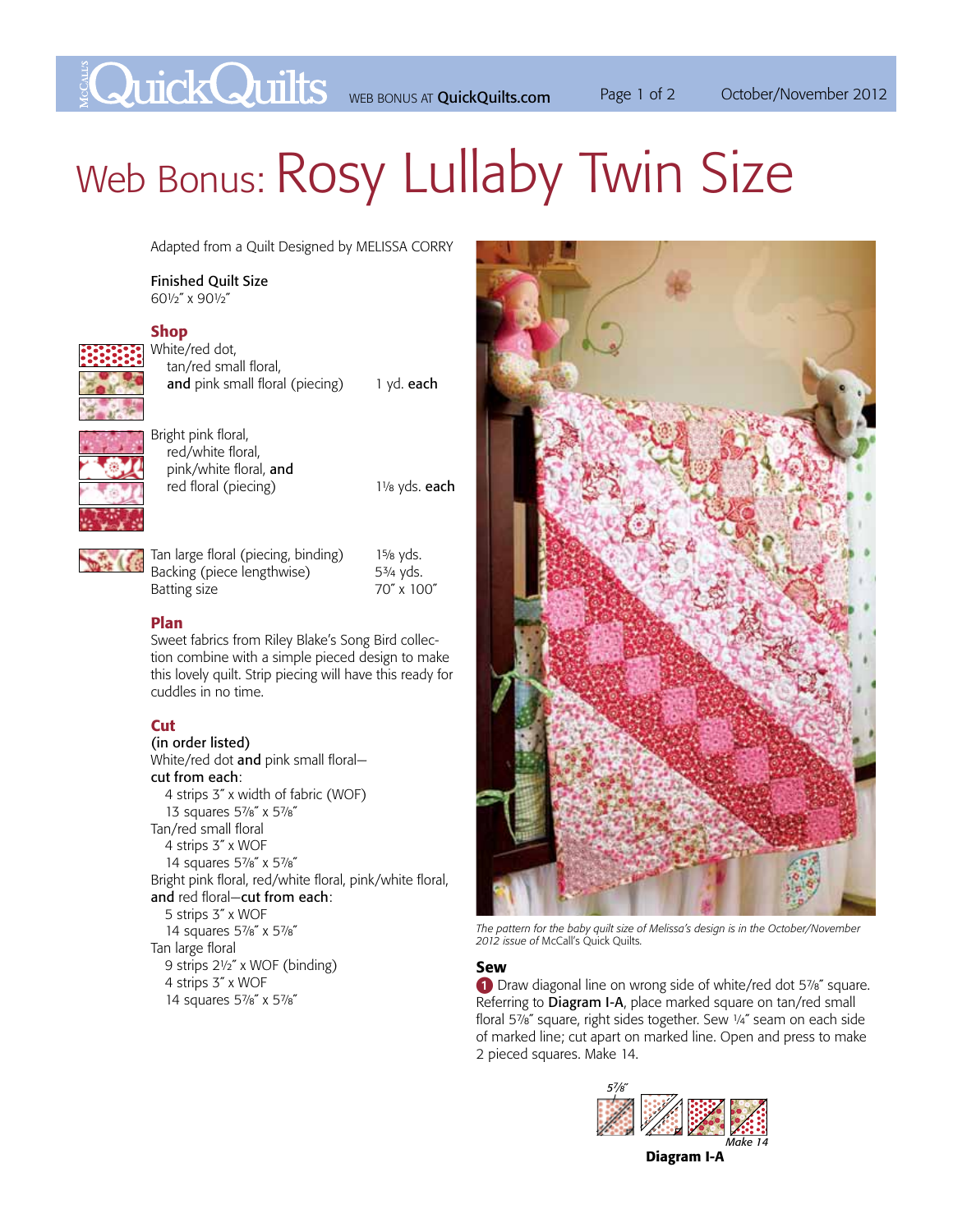# Web Bonus: Rosy Lullaby Twin Size

Adapted from a Quilt Designed by MELISSA CORRY

**Finished Quilt Size**
60½" x 90½"

## Shop

| Fabric | Amount |
|---|---|
| White/red dot, tan/red small floral, **and** pink small floral (piecing) | 1 yd. **each** |
| Bright pink floral, red/white floral, pink/white floral, **and** red floral (piecing) | 1⅛ yds. **each** |
| Tan large floral (piecing, binding) | 1⅝ yds. |
| Backing (piece lengthwise) | 5¾ yds. |
| Batting size | 70" x 100" |

## Plan

Sweet fabrics from Riley Blake's Song Bird collection combine with a simple pieced design to make this lovely quilt. Strip piecing will have this ready for cuddles in no time.

## Cut

**(in order listed)**

White/red dot **and** pink small floral—**cut from each**:
- 4 strips 3" x width of fabric (WOF)
- 13 squares 5⅞" x 5⅞"

Tan/red small floral
- 4 strips 3" x WOF
- 14 squares 5⅞" x 5⅞"

Bright pink floral, red/white floral, pink/white floral, **and** red floral—**cut from each**:
- 5 strips 3" x WOF
- 14 squares 5⅞" x 5⅞"

Tan large floral
- 9 strips 2½" x WOF (binding)
- 4 strips 3" x WOF
- 14 squares 5⅞" x 5⅞"

*The pattern for the baby quilt size of Melissa's design is in the October/November 2012 issue of* McCall's Quick Quilts.

## Sew

1. Draw diagonal line on wrong side of white/red dot 5⅞" square. Referring to **Diagram I-A**, place marked square on tan/red small floral 5⅞" square, right sides together. Sew ¼" seam on each side of marked line; cut apart on marked line. Open and press to make 2 pieced squares. Make 14.

5⅞"

*Make 14*

**Diagram I-A**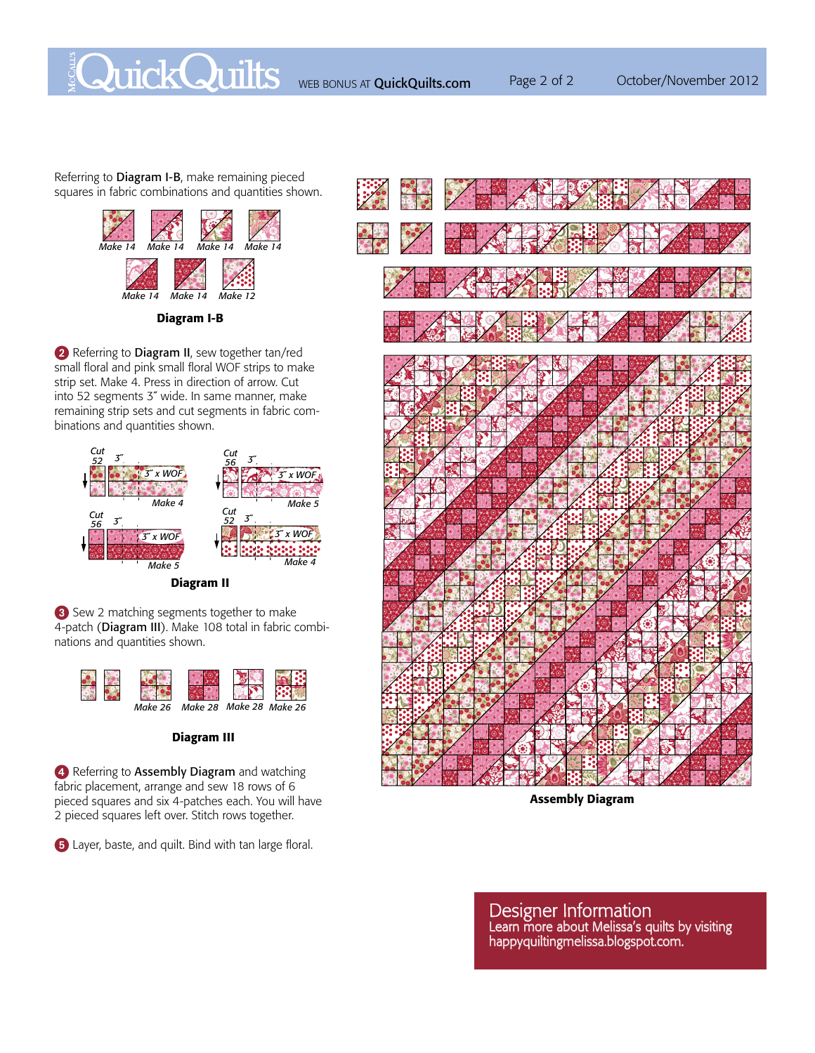Referring to **Diagram I-B**, make remaining pieced squares in fabric combinations and quantities shown.

*Make 14* *Make 14* *Make 14* *Make 14*

*Make 14* *Make 14* *Make 12*

**Diagram I-B**

2. Referring to **Diagram II**, sew together tan/red small floral and pink small floral WOF strips to make strip set. Make 4. Press in direction of arrow. Cut into 52 segments 3" wide. In same manner, make remaining strip sets and cut segments in fabric combinations and quantities shown.

*Cut 52* *3"* *3" x WOF* *Make 4*

*Cut 56* *3"* *3" x WOF* *Make 5*

*Cut 56* *3"* *3" x WOF* *Make 5*

*Cut 52* *3"* *3" x WOF* *Make 4*

**Diagram II**

3. Sew 2 matching segments together to make 4-patch (**Diagram III**). Make 108 total in fabric combinations and quantities shown.

*Make 26* *Make 28* *Make 28* *Make 26*

**Diagram III**

4. Referring to **Assembly Diagram** and watching fabric placement, arrange and sew 18 rows of 6 pieced squares and six 4-patches each. You will have 2 pieced squares left over. Stitch rows together.

5. Layer, baste, and quilt. Bind with tan large floral.

**Assembly Diagram**

## Designer Information

Learn more about Melissa's quilts by visiting happyquiltingmelissa.blogspot.com.